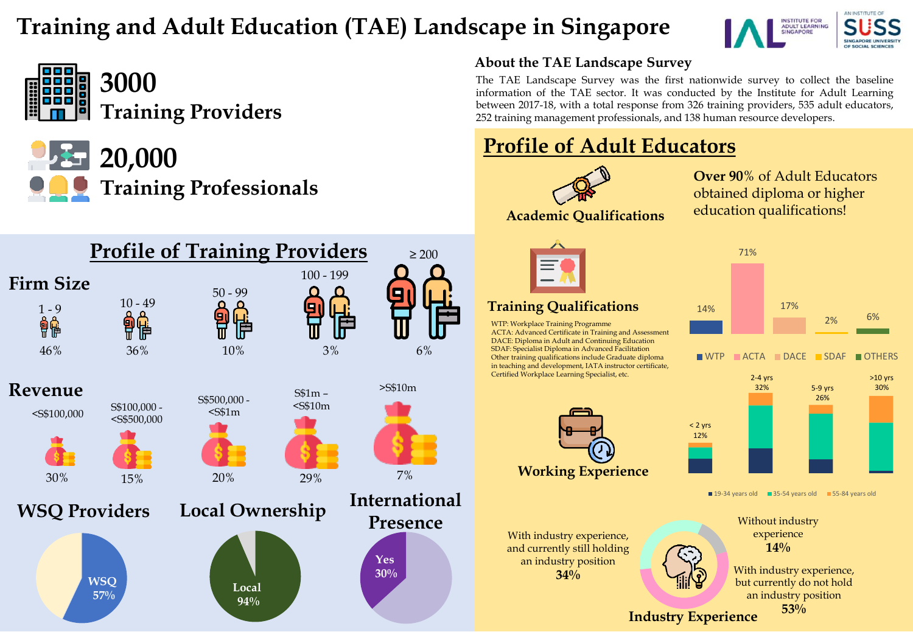# Training and Adult Education (TAE) Landscape in Singapore

**3000** Training Providers

**20,000** Training Professionals

## About the TAE Landscape Survey

The TAE Landscape Survey was the first nationwide survey to collect the baseline information of the TAE sector. It was conducted by the Institute for Adult Learning between 2017-18, with a total response from 326 training providers, 535 adult educators, 252 training management professionals, and 138 human resource developers.

## Profile of Training Providers

### Firm Size

| 1 - 9 | 10 - 49 | 50 - 99 | 100 - 199 | ≥ 200 |
|---|---|---|---|---|
| 46% | 36% | 10% | 3% | 6% |

### Revenue

| <S$100,000 | S$100,000 - <S$500,000 | S$500,000 - <S$1m | S$1m – <S$10m | >S$10m |
|---|---|---|---|---|
| 30% | 15% | 20% | 29% | 7% |

### WSQ Providers

WSQ 57%

### Local Ownership

Local 94%

### International Presence

Yes 30%

## Profile of Adult Educators

### Academic Qualifications

**Over 90%** of Adult Educators obtained diploma or higher education qualifications!

### Training Qualifications

| WTP | ACTA | DACE | SDAF | OTHERS |
|---|---|---|---|---|
| 14% | 71% | 17% | 2% | 6% |

WTP: Workplace Training Programme
ACTA: Advanced Certificate in Training and Assessment
DACE: Diploma in Adult and Continuing Education
SDAF: Specialist Diploma in Advanced Facilitation
Other training qualifications include Graduate diploma in teaching and development, IATA instructor certificate, Certified Workplace Learning Specialist, etc.

### Working Experience

| < 2 yrs | 2-4 yrs | 5-9 yrs | >10 yrs |
|---|---|---|---|
| 12% | 32% | 26% | 30% |

19-34 years old; 35-54 years old; 55-84 years old

### Industry Experience

- With industry experience, and currently still holding an industry position **34%**
- Without industry experience **14%**
- With industry experience, but currently do not hold an industry position **53%**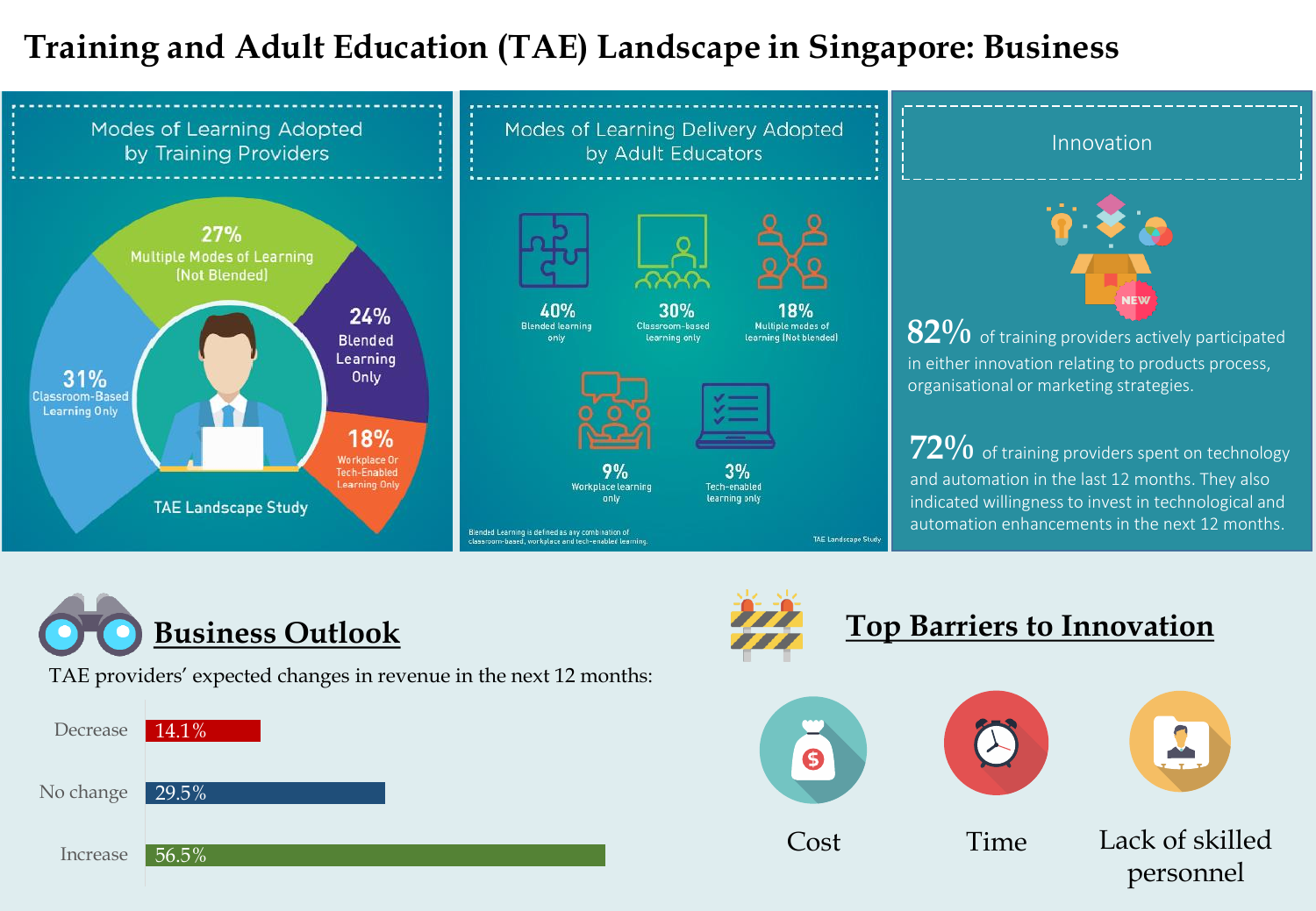# Training and Adult Education (TAE) Landscape in Singapore: Business

## Modes of Learning Adopted by Training Providers

- 27% Multiple Modes of Learning (Not Blended)
- 24% Blended Learning Only
- 18% Workplace Or Tech-Enabled Learning Only
- 31% Classroom-Based Learning Only

TAE Landscape Study

## Modes of Learning Delivery Adopted by Adult Educators

- 40% Blended learning only
- 30% Classroom-based learning only
- 18% Multiple modes of learning (Not blended)
- 9% Workplace learning only
- 3% Tech-enabled learning only

Blended Learning is defined as any combination of classroom-based, workplace and tech-enabled learning.

TAE Landscape Study

## Innovation

82% of training providers actively participated in either innovation relating to products process, organisational or marketing strategies.

72% of training providers spent on technology and automation in the last 12 months. They also indicated willingness to invest in technological and automation enhancements in the next 12 months.

## Business Outlook

TAE providers' expected changes in revenue in the next 12 months:

| Expected change | Percentage |
|---|---|
| Decrease | 14.1% |
| No change | 29.5% |
| Increase | 56.5% |

## Top Barriers to Innovation

- Cost
- Time
- Lack of skilled personnel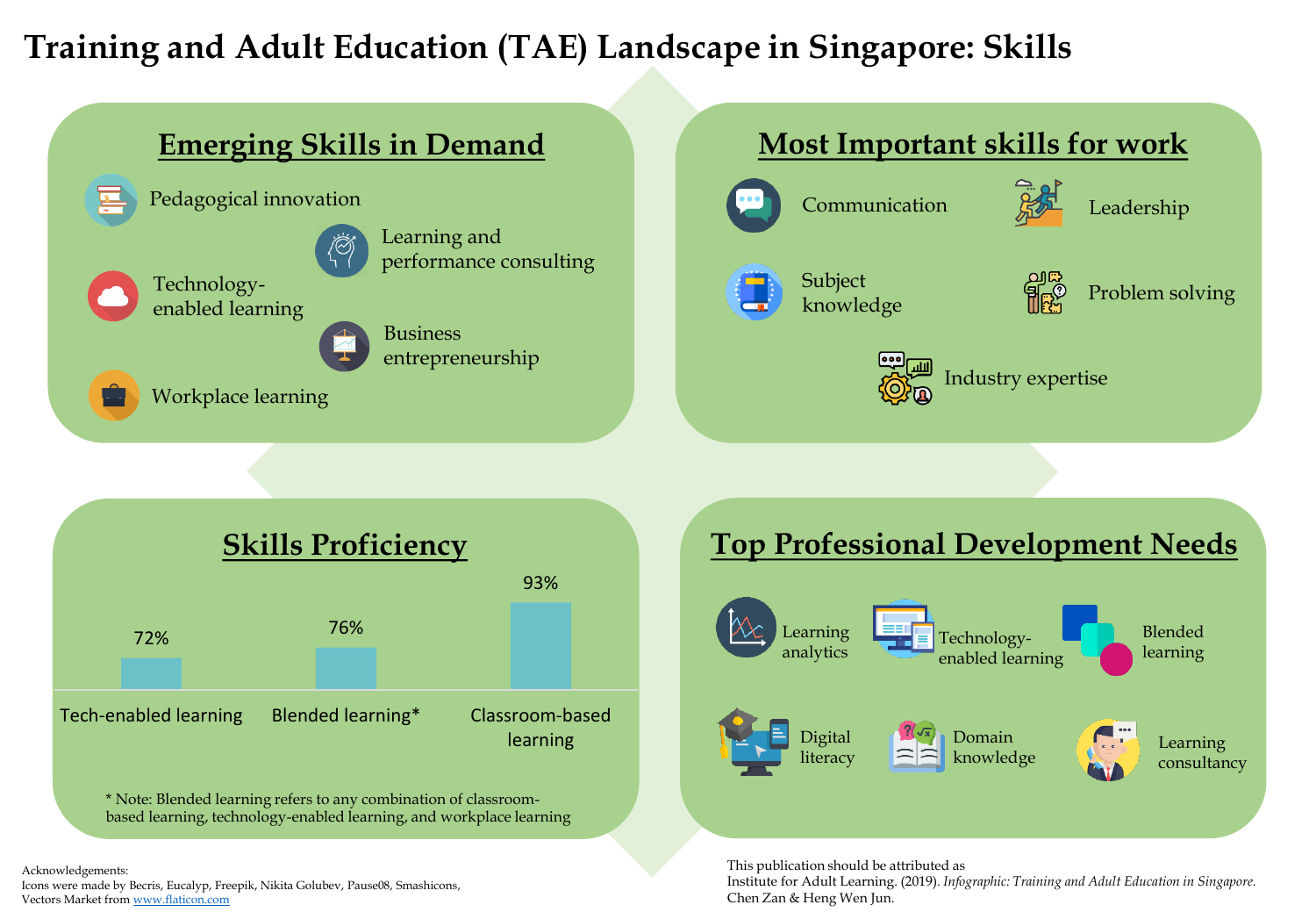# Training and Adult Education (TAE) Landscape in Singapore: Skills

## Emerging Skills in Demand

- Pedagogical innovation
- Learning and performance consulting
- Technology-enabled learning
- Business entrepreneurship
- Workplace learning

## Most Important skills for work

- Communication
- Leadership
- Subject knowledge
- Problem solving
- Industry expertise

## Skills Proficiency

72%
76%
93%
Tech-enabled learning
Blended learning*
Classroom-based learning

* Note: Blended learning refers to any combination of classroom-based learning, technology-enabled learning, and workplace learning

## Top Professional Development Needs

- Learning analytics
- Technology-enabled learning
- Blended learning
- Digital literacy
- Domain knowledge
- Learning consultancy

Acknowledgements:
Icons were made by Becris, Eucalyp, Freepik, Nikita Golubev, Pause08, Smashicons, Vectors Market from www.flaticon.com

This publication should be attributed as
Institute for Adult Learning. (2019). *Infographic: Training and Adult Education in Singapore.* Chen Zan & Heng Wen Jun.